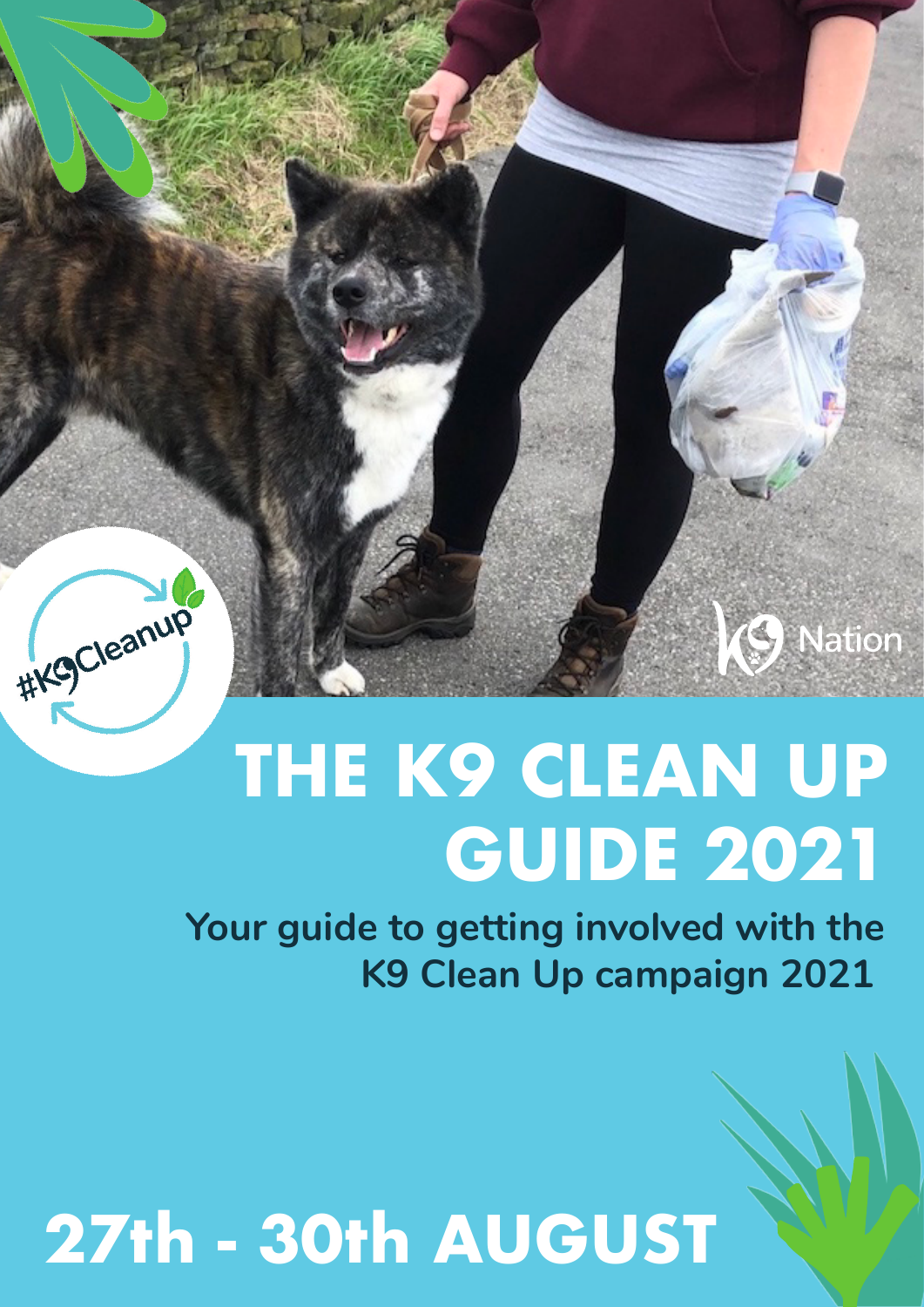#K9Cleanup

K9 Nation

# THE K9 CLEAN UP GUIDE 2021

**Your guide to getting involved with the K9 Clean Up campaign 2021**

## 27th - 30th AUGUST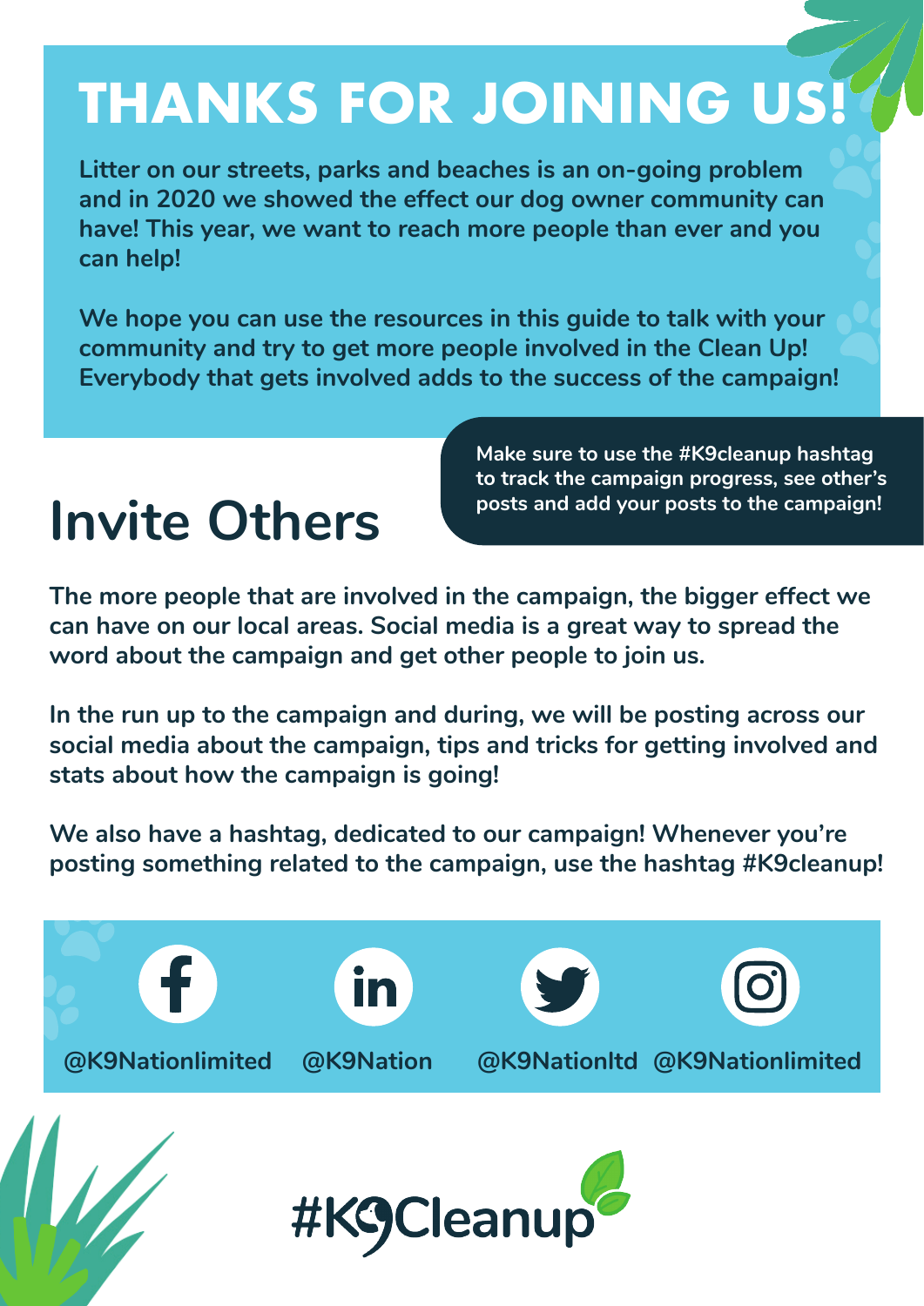# THANKS FOR JOINING US!

**Litter on our streets, parks and beaches is an on-going problem and in 2020 we showed the effect our dog owner community can have! This year, we want to reach more people than ever and you can help!**

**We hope you can use the resources in this guide to talk with your community and try to get more people involved in the Clean Up! Everybody that gets involved adds to the success of the campaign!**

## Invite Others

**Make sure to use the #K9cleanup hashtag to track the campaign progress, see other's posts and add your posts to the campaign!**

**The more people that are involved in the campaign, the bigger effect we can have on our local areas. Social media is a great way to spread the word about the campaign and get other people to join us.**

**In the run up to the campaign and during, we will be posting across our social media about the campaign, tips and tricks for getting involved and stats about how the campaign is going!**

**We also have a hashtag, dedicated to our campaign! Whenever you're posting something related to the campaign, use the hashtag #K9cleanup!**

**@K9Nationlimited** **@K9Nation** **@K9Nationltd** **@K9Nationlimited**

#K9Cleanup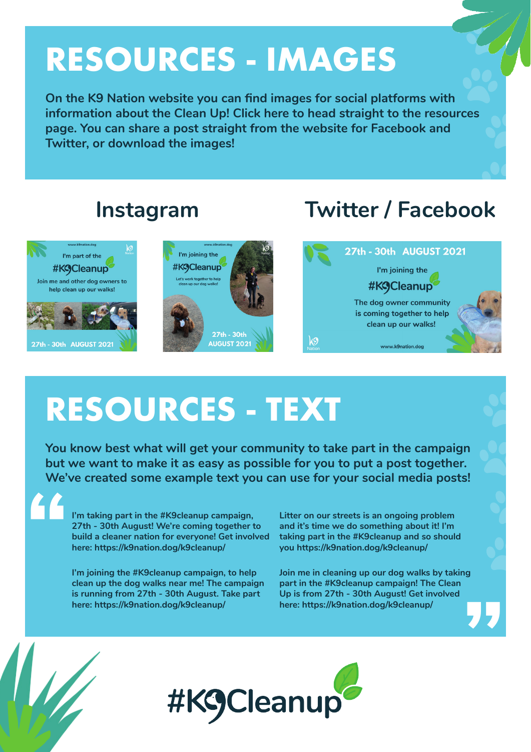# RESOURCES - IMAGES

**On the K9 Nation website you can find images for social platforms with information about the Clean Up! Click here to head straight to the resources page. You can share a post straight from the website for Facebook and Twitter, or download the images!**

## Instagram

www.k9nation.dog

I'm part of the

#K9Cleanup

Join me and other dog owners to help clean up our walks!

27th - 30th AUGUST 2021

www.k9nation.dog

I'm joining the

#K9Cleanup

Let's work together to help clean up our dog walks!

27th - 30th AUGUST 2021

## Twitter / Facebook

27th - 30th AUGUST 2021

I'm joining the

#K9Cleanup

The dog owner community is coming together to help clean up our walks!

www.k9nation.dog

# RESOURCES - TEXT

**You know best what will get your community to take part in the campaign but we want to make it as easy as possible for you to put a post together. We've created some example text you can use for your social media posts!**

"I'm taking part in the #K9cleanup campaign, 27th - 30th August! We're coming together to build a cleaner nation for everyone! Get involved here: https://k9nation.dog/k9cleanup/

I'm joining the #K9cleanup campaign, to help clean up the dog walks near me! The campaign is running from 27th - 30th August. Take part here: https://k9nation.dog/k9cleanup/

Litter on our streets is an ongoing problem and it's time we do something about it! I'm taking part in the #K9cleanup and so should you https://k9nation.dog/k9cleanup/

Join me in cleaning up our dog walks by taking part in the #K9cleanup campaign! The Clean Up is from 27th - 30th August! Get involved here: https://k9nation.dog/k9cleanup/"

#K9Cleanup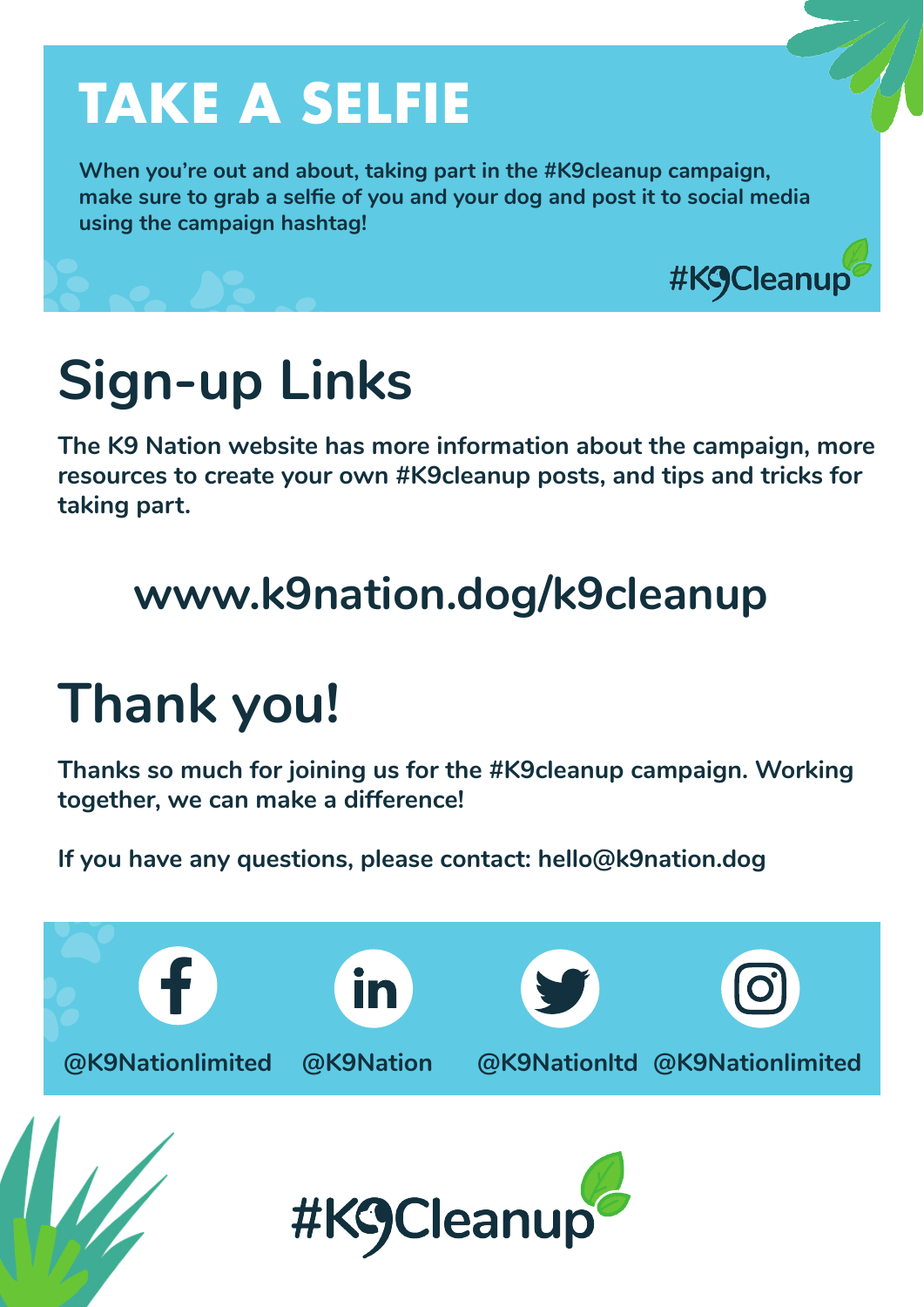# TAKE A SELFIE

When you're out and about, taking part in the #K9cleanup campaign, make sure to grab a selfie of you and your dog and post it to social media using the campaign hashtag!

#K9Cleanup

# Sign-up Links

The K9 Nation website has more information about the campaign, more resources to create your own #K9cleanup posts, and tips and tricks for taking part.

**www.k9nation.dog/k9cleanup**

# Thank you!

Thanks so much for joining us for the #K9cleanup campaign. Working together, we can make a difference!

If you have any questions, please contact: hello@k9nation.dog

@K9Nationlimited @K9Nation @K9Nationltd @K9Nationlimited

#K9Cleanup